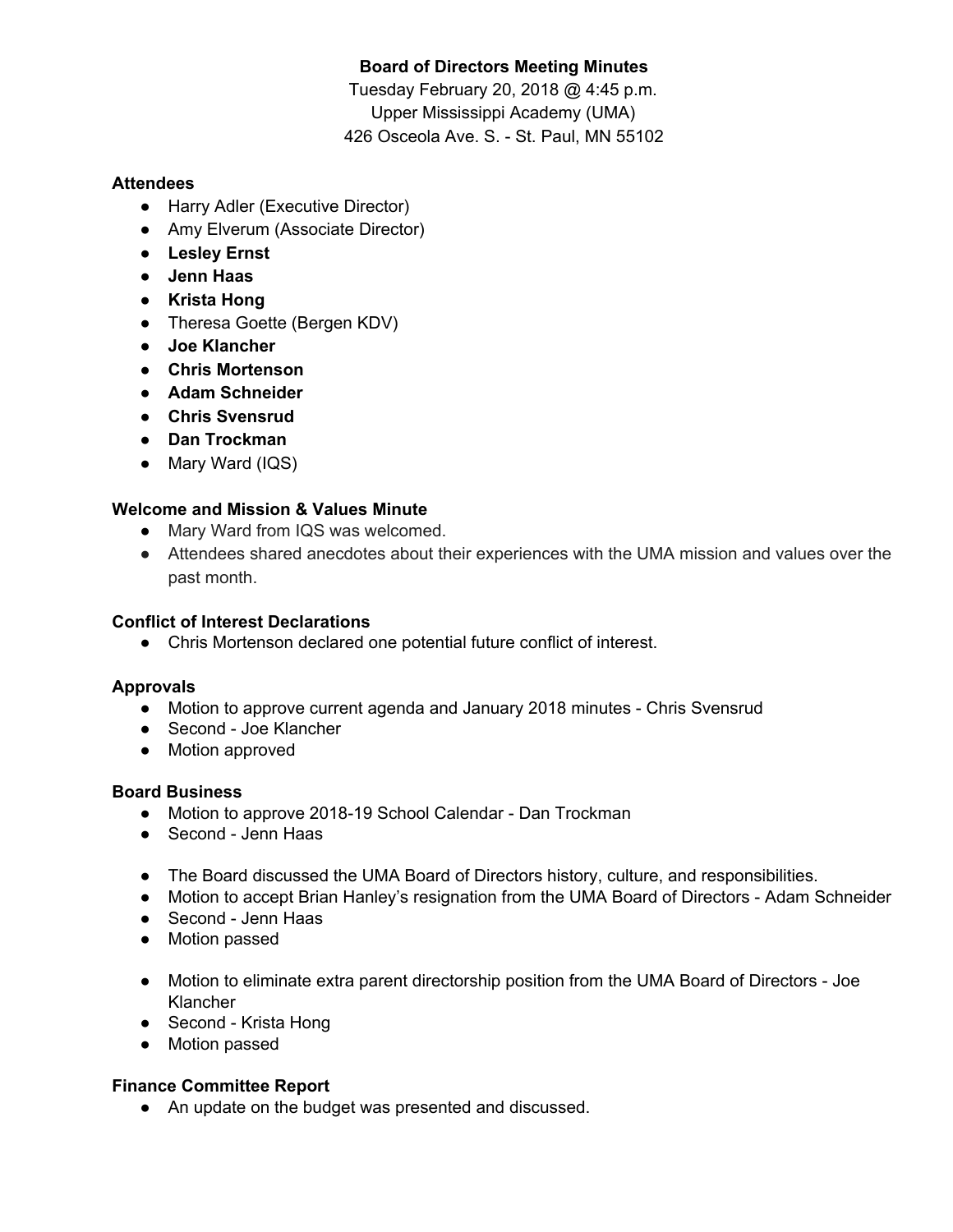**Board of Directors Meeting Minutes**

Tuesday February 20, 2018 @ 4:45 p.m.

Upper Mississippi Academy (UMA)

426 Osceola Ave. S. - St. Paul, MN 55102

**Attendees**

- Harry Adler (Executive Director)
- Amy Elverum (Associate Director)
- **Lesley Ernst**
- **Jenn Haas**
- **Krista Hong**
- Theresa Goette (Bergen KDV)
- **Joe Klancher**
- **Chris Mortenson**
- **Adam Schneider**
- **Chris Svensrud**
- **Dan Trockman**
- Mary Ward (IQS)

**Welcome and Mission & Values Minute**

- Mary Ward from IQS was welcomed.
- Attendees shared anecdotes about their experiences with the UMA mission and values over the past month.

**Conflict of Interest Declarations**

- Chris Mortenson declared one potential future conflict of interest.

**Approvals**

- Motion to approve current agenda and January 2018 minutes - Chris Svensrud
- Second - Joe Klancher
- Motion approved

**Board Business**

- Motion to approve 2018-19 School Calendar - Dan Trockman
- Second - Jenn Haas

- The Board discussed the UMA Board of Directors history, culture, and responsibilities.
- Motion to accept Brian Hanley's resignation from the UMA Board of Directors - Adam Schneider
- Second - Jenn Haas
- Motion passed

- Motion to eliminate extra parent directorship position from the UMA Board of Directors - Joe Klancher
- Second - Krista Hong
- Motion passed

**Finance Committee Report**

- An update on the budget was presented and discussed.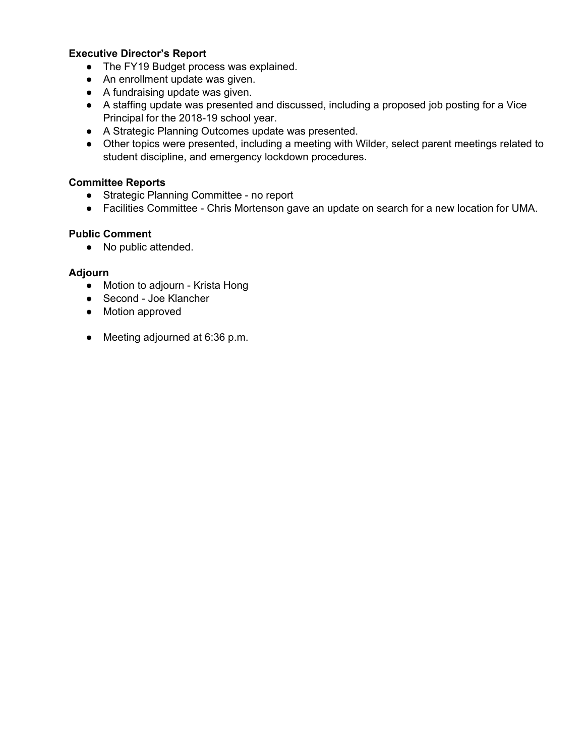**Executive Director's Report**

- The FY19 Budget process was explained.
- An enrollment update was given.
- A fundraising update was given.
- A staffing update was presented and discussed, including a proposed job posting for a Vice Principal for the 2018-19 school year.
- A Strategic Planning Outcomes update was presented.
- Other topics were presented, including a meeting with Wilder, select parent meetings related to student discipline, and emergency lockdown procedures.

**Committee Reports**

- Strategic Planning Committee - no report
- Facilities Committee - Chris Mortenson gave an update on search for a new location for UMA.

**Public Comment**

- No public attended.

**Adjourn**

- Motion to adjourn - Krista Hong
- Second - Joe Klancher
- Motion approved

- Meeting adjourned at 6:36 p.m.